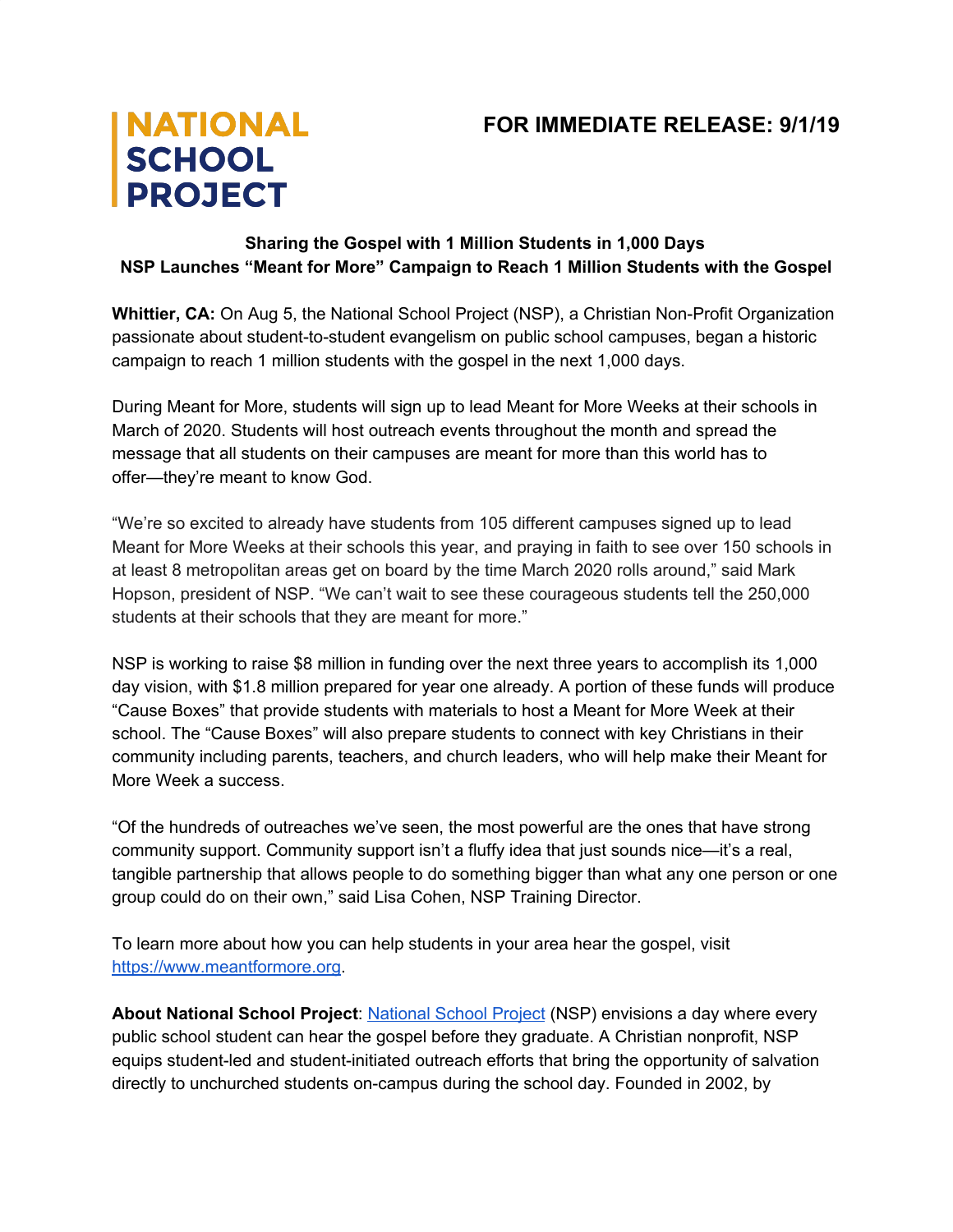**NATIONAL SCHOOL PROJECT**

**FOR IMMEDIATE RELEASE: 9/1/19**

**Sharing the Gospel with 1 Million Students in 1,000 Days**
**NSP Launches "Meant for More" Campaign to Reach 1 Million Students with the Gospel**

**Whittier, CA:** On Aug 5, the National School Project (NSP), a Christian Non-Profit Organization passionate about student-to-student evangelism on public school campuses, began a historic campaign to reach 1 million students with the gospel in the next 1,000 days.

During Meant for More, students will sign up to lead Meant for More Weeks at their schools in March of 2020. Students will host outreach events throughout the month and spread the message that all students on their campuses are meant for more than this world has to offer—they're meant to know God.

"We're so excited to already have students from 105 different campuses signed up to lead Meant for More Weeks at their schools this year, and praying in faith to see over 150 schools in at least 8 metropolitan areas get on board by the time March 2020 rolls around," said Mark Hopson, president of NSP. "We can't wait to see these courageous students tell the 250,000 students at their schools that they are meant for more."

NSP is working to raise $8 million in funding over the next three years to accomplish its 1,000 day vision, with $1.8 million prepared for year one already. A portion of these funds will produce "Cause Boxes" that provide students with materials to host a Meant for More Week at their school. The "Cause Boxes" will also prepare students to connect with key Christians in their community including parents, teachers, and church leaders, who will help make their Meant for More Week a success.

"Of the hundreds of outreaches we've seen, the most powerful are the ones that have strong community support. Community support isn't a fluffy idea that just sounds nice—it's a real, tangible partnership that allows people to do something bigger than what any one person or one group could do on their own," said Lisa Cohen, NSP Training Director.

To learn more about how you can help students in your area hear the gospel, visit [https://www.meantformore.org](https://www.meantformore.org).

**About National School Project**: [National School Project](#) (NSP) envisions a day where every public school student can hear the gospel before they graduate. A Christian nonprofit, NSP equips student-led and student-initiated outreach efforts that bring the opportunity of salvation directly to unchurched students on-campus during the school day. Founded in 2002, by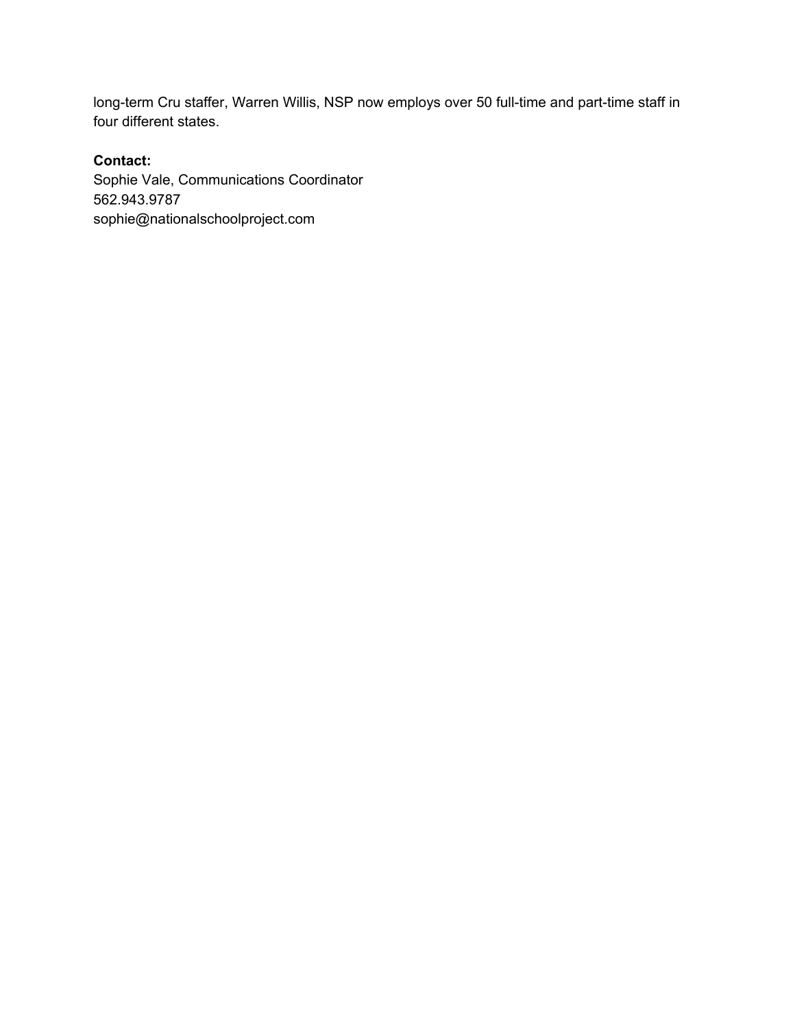long-term Cru staffer, Warren Willis, NSP now employs over 50 full-time and part-time staff in four different states.

**Contact:**
Sophie Vale, Communications Coordinator
562.943.9787
sophie@nationalschoolproject.com